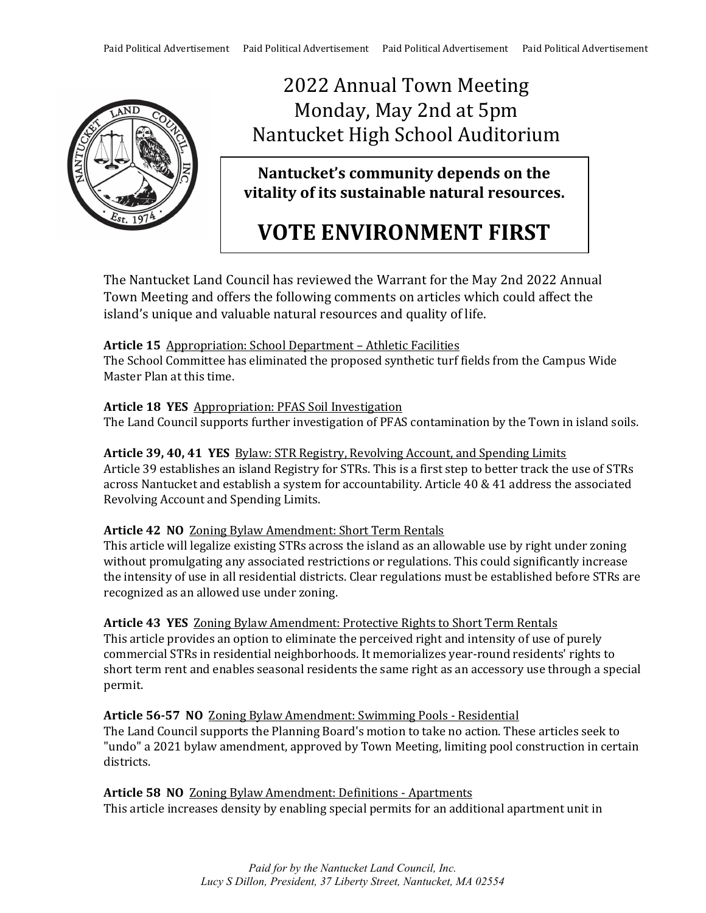Paid Political Advertisement Paid Political Advertisement Paid Political Advertisement Paid Political Advertisement

# 2022 Annual Town Meeting
## Monday, May 2nd at 5pm
## Nantucket High School Auditorium

**Nantucket's community depends on the vitality of its sustainable natural resources.**

# VOTE ENVIRONMENT FIRST

The Nantucket Land Council has reviewed the Warrant for the May 2nd 2022 Annual Town Meeting and offers the following comments on articles which could affect the island's unique and valuable natural resources and quality of life.

**Article 15** Appropriation: School Department – Athletic Facilities
The School Committee has eliminated the proposed synthetic turf fields from the Campus Wide Master Plan at this time.

**Article 18 YES** Appropriation: PFAS Soil Investigation
The Land Council supports further investigation of PFAS contamination by the Town in island soils.

**Article 39, 40, 41 YES** Bylaw: STR Registry, Revolving Account, and Spending Limits
Article 39 establishes an island Registry for STRs. This is a first step to better track the use of STRs across Nantucket and establish a system for accountability. Article 40 & 41 address the associated Revolving Account and Spending Limits.

**Article 42 NO** Zoning Bylaw Amendment: Short Term Rentals
This article will legalize existing STRs across the island as an allowable use by right under zoning without promulgating any associated restrictions or regulations. This could significantly increase the intensity of use in all residential districts. Clear regulations must be established before STRs are recognized as an allowed use under zoning.

**Article 43 YES** Zoning Bylaw Amendment: Protective Rights to Short Term Rentals
This article provides an option to eliminate the perceived right and intensity of use of purely commercial STRs in residential neighborhoods. It memorializes year-round residents' rights to short term rent and enables seasonal residents the same right as an accessory use through a special permit.

**Article 56-57 NO** Zoning Bylaw Amendment: Swimming Pools - Residential
The Land Council supports the Planning Board's motion to take no action. These articles seek to "undo" a 2021 bylaw amendment, approved by Town Meeting, limiting pool construction in certain districts.

**Article 58 NO** Zoning Bylaw Amendment: Definitions - Apartments
This article increases density by enabling special permits for an additional apartment unit in

*Paid for by the Nantucket Land Council, Inc.*
*Lucy S Dillon, President, 37 Liberty Street, Nantucket, MA 02554*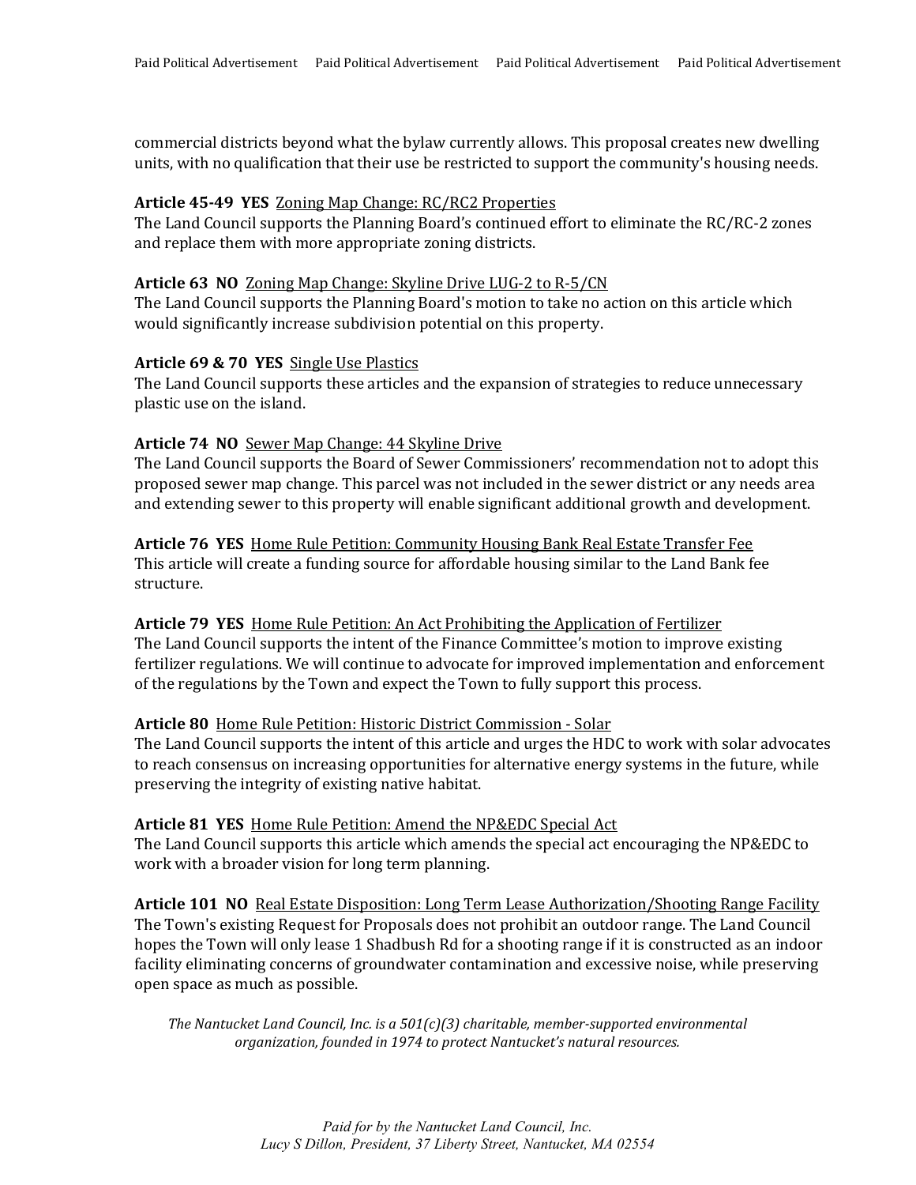commercial districts beyond what the bylaw currently allows. This proposal creates new dwelling units, with no qualification that their use be restricted to support the community's housing needs.

**Article 45-49 YES** <u>Zoning Map Change: RC/RC2 Properties</u>
The Land Council supports the Planning Board's continued effort to eliminate the RC/RC-2 zones and replace them with more appropriate zoning districts.

**Article 63 NO** <u>Zoning Map Change: Skyline Drive LUG-2 to R-5/CN</u>
The Land Council supports the Planning Board's motion to take no action on this article which would significantly increase subdivision potential on this property.

**Article 69 & 70 YES** <u>Single Use Plastics</u>
The Land Council supports these articles and the expansion of strategies to reduce unnecessary plastic use on the island.

**Article 74 NO** <u>Sewer Map Change: 44 Skyline Drive</u>
The Land Council supports the Board of Sewer Commissioners' recommendation not to adopt this proposed sewer map change. This parcel was not included in the sewer district or any needs area and extending sewer to this property will enable significant additional growth and development.

**Article 76 YES** <u>Home Rule Petition: Community Housing Bank Real Estate Transfer Fee</u>
This article will create a funding source for affordable housing similar to the Land Bank fee structure.

**Article 79 YES** <u>Home Rule Petition: An Act Prohibiting the Application of Fertilizer</u>
The Land Council supports the intent of the Finance Committee's motion to improve existing fertilizer regulations. We will continue to advocate for improved implementation and enforcement of the regulations by the Town and expect the Town to fully support this process.

**Article 80** <u>Home Rule Petition: Historic District Commission - Solar</u>
The Land Council supports the intent of this article and urges the HDC to work with solar advocates to reach consensus on increasing opportunities for alternative energy systems in the future, while preserving the integrity of existing native habitat.

**Article 81 YES** <u>Home Rule Petition: Amend the NP&EDC Special Act</u>
The Land Council supports this article which amends the special act encouraging the NP&EDC to work with a broader vision for long term planning.

**Article 101 NO** <u>Real Estate Disposition: Long Term Lease Authorization/Shooting Range Facility</u>
The Town's existing Request for Proposals does not prohibit an outdoor range. The Land Council hopes the Town will only lease 1 Shadbush Rd for a shooting range if it is constructed as an indoor facility eliminating concerns of groundwater contamination and excessive noise, while preserving open space as much as possible.

*The Nantucket Land Council, Inc. is a 501(c)(3) charitable, member-supported environmental organization, founded in 1974 to protect Nantucket's natural resources.*

*Paid for by the Nantucket Land Council, Inc.*
*Lucy S Dillon, President, 37 Liberty Street, Nantucket, MA 02554*